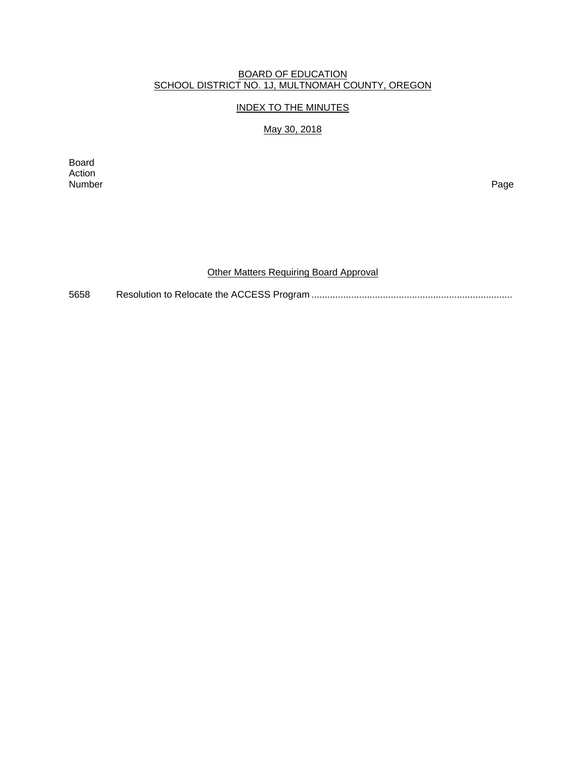BOARD OF EDUCATION
SCHOOL DISTRICT NO. 1J, MULTNOMAH COUNTY, OREGON

INDEX TO THE MINUTES

May 30, 2018

Board Action Number | Page

Other Matters Requiring Board Approval

5658 Resolution to Relocate the ACCESS Program ............................................................................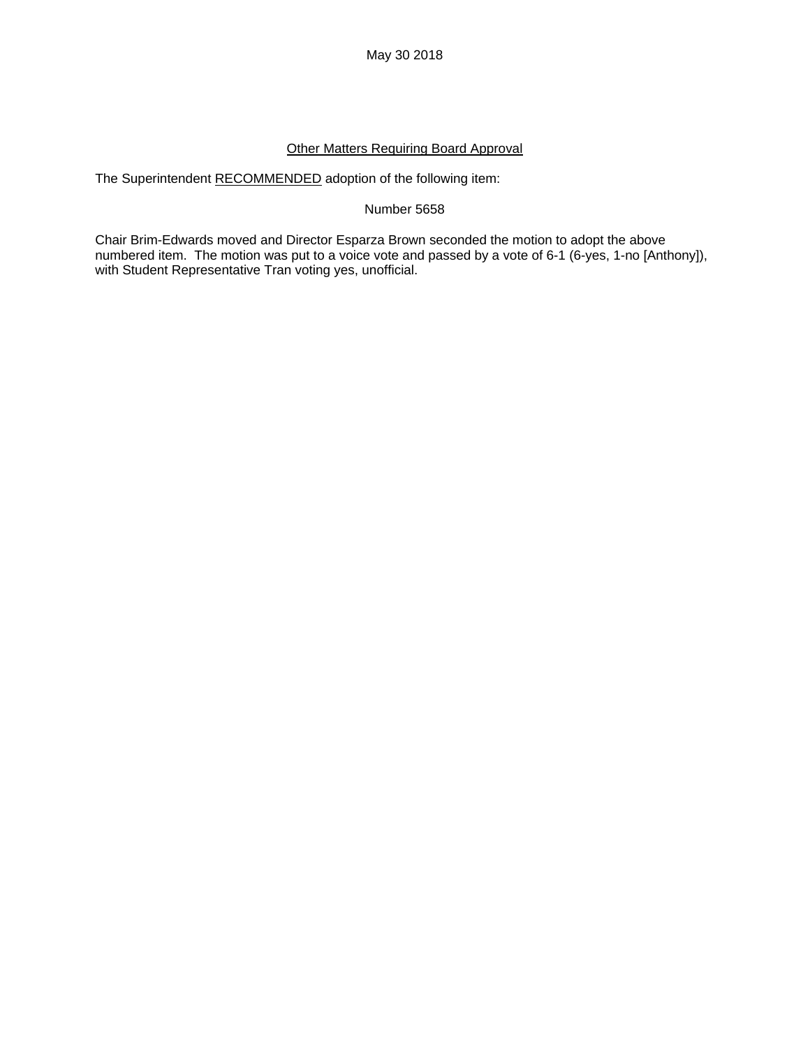May 30 2018

<u>Other Matters Requiring Board Approval</u>

The Superintendent <u>RECOMMENDED</u> adoption of the following item:

Number 5658

Chair Brim-Edwards moved and Director Esparza Brown seconded the motion to adopt the above numbered item. The motion was put to a voice vote and passed by a vote of 6-1 (6-yes, 1-no [Anthony]), with Student Representative Tran voting yes, unofficial.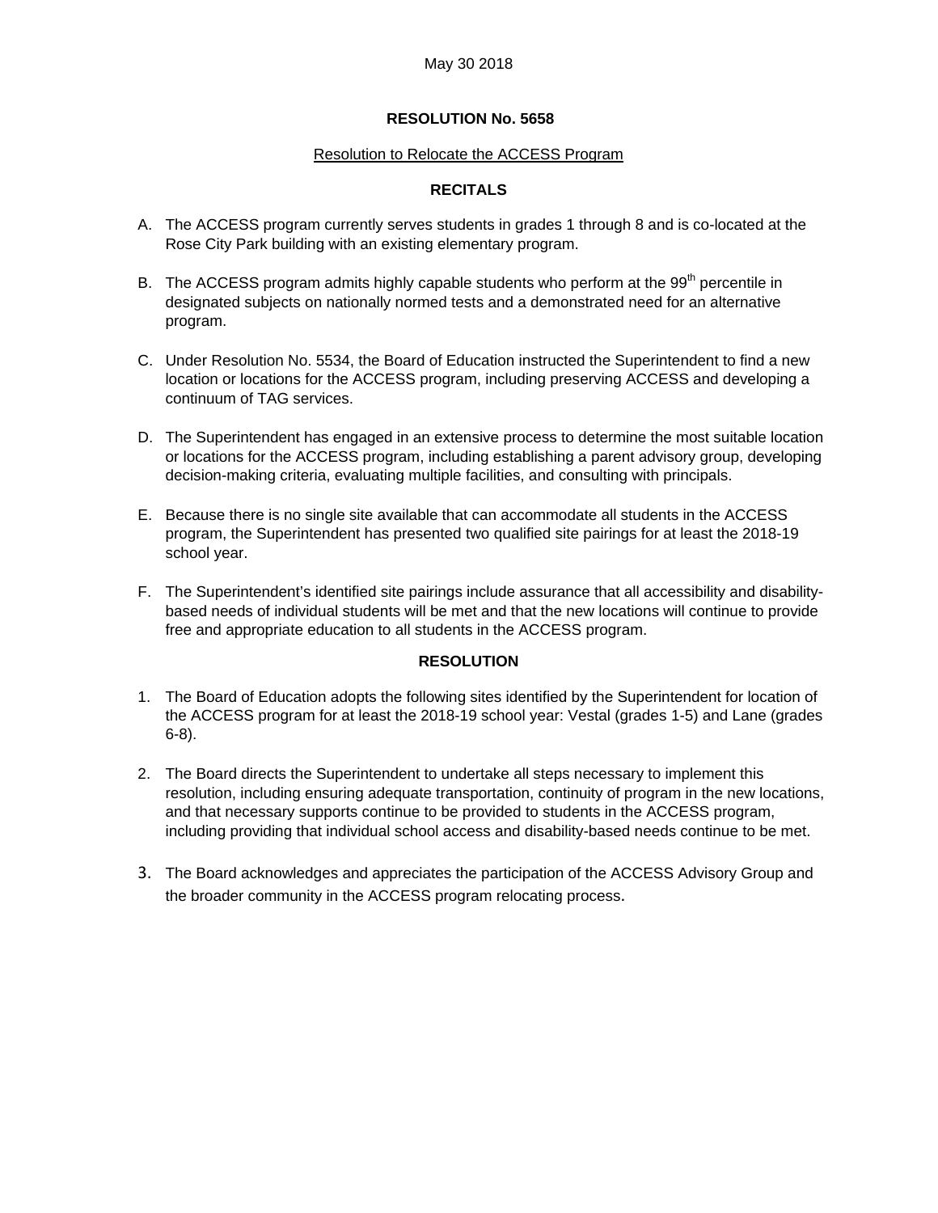May 30 2018

**RESOLUTION No. 5658**

Resolution to Relocate the ACCESS Program

**RECITALS**

A. The ACCESS program currently serves students in grades 1 through 8 and is co-located at the Rose City Park building with an existing elementary program.

B. The ACCESS program admits highly capable students who perform at the 99th percentile in designated subjects on nationally normed tests and a demonstrated need for an alternative program.

C. Under Resolution No. 5534, the Board of Education instructed the Superintendent to find a new location or locations for the ACCESS program, including preserving ACCESS and developing a continuum of TAG services.

D. The Superintendent has engaged in an extensive process to determine the most suitable location or locations for the ACCESS program, including establishing a parent advisory group, developing decision-making criteria, evaluating multiple facilities, and consulting with principals.

E. Because there is no single site available that can accommodate all students in the ACCESS program, the Superintendent has presented two qualified site pairings for at least the 2018-19 school year.

F. The Superintendent's identified site pairings include assurance that all accessibility and disability-based needs of individual students will be met and that the new locations will continue to provide free and appropriate education to all students in the ACCESS program.

**RESOLUTION**

1. The Board of Education adopts the following sites identified by the Superintendent for location of the ACCESS program for at least the 2018-19 school year: Vestal (grades 1-5) and Lane (grades 6-8).

2. The Board directs the Superintendent to undertake all steps necessary to implement this resolution, including ensuring adequate transportation, continuity of program in the new locations, and that necessary supports continue to be provided to students in the ACCESS program, including providing that individual school access and disability-based needs continue to be met.

3. The Board acknowledges and appreciates the participation of the ACCESS Advisory Group and the broader community in the ACCESS program relocating process.